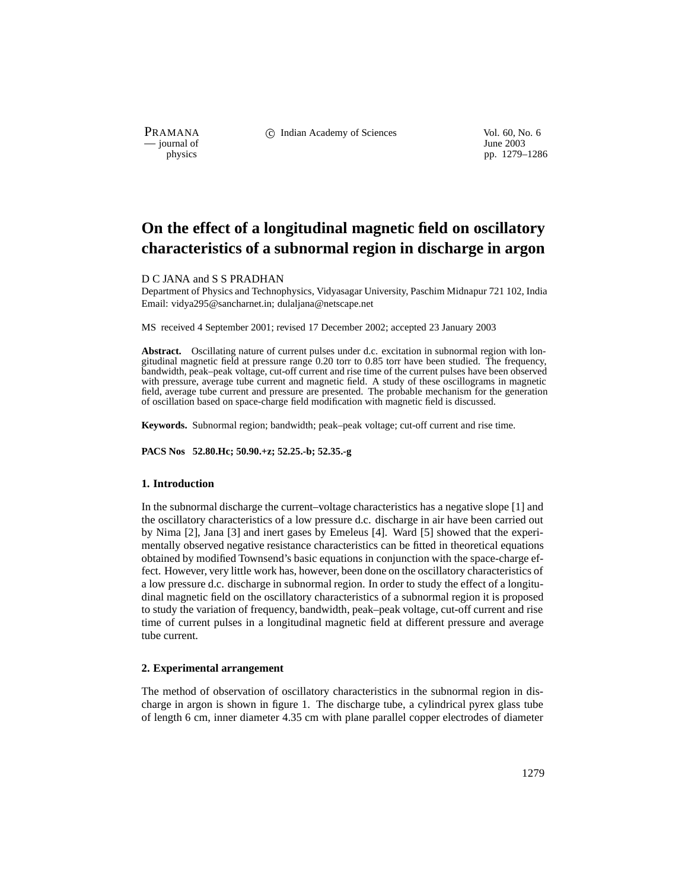# On the effect of a longitudinal magnetic field on oscillatory characteristics of a subnormal region in discharge in argon

D C JANA and S S PRADHAN

Department of Physics and Technophysics, Vidyasagar University, Paschim Midnapur 721 102, India
Email: vidya295@sancharnet.in; dulaljana@netscape.net

MS received 4 September 2001; revised 17 December 2002; accepted 23 January 2003

**Abstract.** Oscillating nature of current pulses under d.c. excitation in subnormal region with longitudinal magnetic field at pressure range 0.20 torr to 0.85 torr have been studied. The frequency, bandwidth, peak–peak voltage, cut-off current and rise time of the current pulses have been observed with pressure, average tube current and magnetic field. A study of these oscillograms in magnetic field, average tube current and pressure are presented. The probable mechanism for the generation of oscillation based on space-charge field modification with magnetic field is discussed.

**Keywords.** Subnormal region; bandwidth; peak–peak voltage; cut-off current and rise time.

**PACS Nos 52.80.Hc; 50.90.+z; 52.25.-b; 52.35.-g**

## 1. Introduction

In the subnormal discharge the current–voltage characteristics has a negative slope [1] and the oscillatory characteristics of a low pressure d.c. discharge in air have been carried out by Nima [2], Jana [3] and inert gases by Emeleus [4]. Ward [5] showed that the experimentally observed negative resistance characteristics can be fitted in theoretical equations obtained by modified Townsend's basic equations in conjunction with the space-charge effect. However, very little work has, however, been done on the oscillatory characteristics of a low pressure d.c. discharge in subnormal region. In order to study the effect of a longitudinal magnetic field on the oscillatory characteristics of a subnormal region it is proposed to study the variation of frequency, bandwidth, peak–peak voltage, cut-off current and rise time of current pulses in a longitudinal magnetic field at different pressure and average tube current.

## 2. Experimental arrangement

The method of observation of oscillatory characteristics in the subnormal region in discharge in argon is shown in figure 1. The discharge tube, a cylindrical pyrex glass tube of length 6 cm, inner diameter 4.35 cm with plane parallel copper electrodes of diameter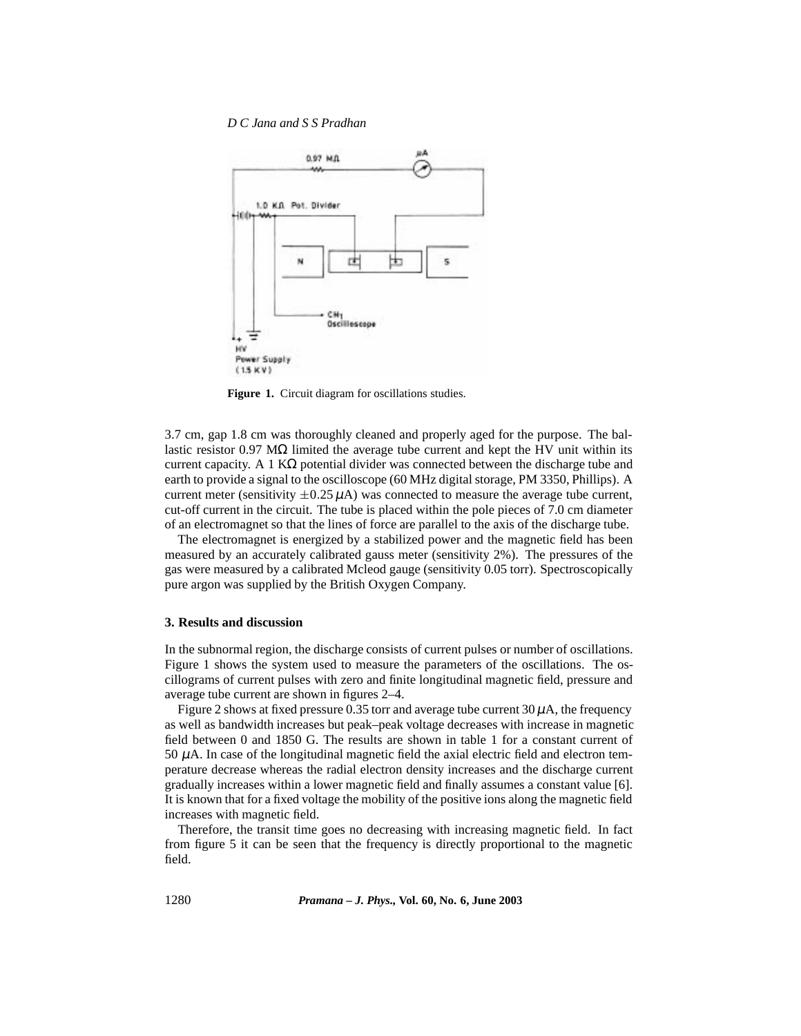Figure 1. Circuit diagram for oscillations studies.

3.7 cm, gap 1.8 cm was thoroughly cleaned and properly aged for the purpose. The ballastic resistor 0.97 MΩ limited the average tube current and kept the HV unit within its current capacity. A 1 KΩ potential divider was connected between the discharge tube and earth to provide a signal to the oscilloscope (60 MHz digital storage, PM 3350, Phillips). A current meter (sensitivity $\pm 0.25\,\mu$A) was connected to measure the average tube current, cut-off current in the circuit. The tube is placed within the pole pieces of 7.0 cm diameter of an electromagnet so that the lines of force are parallel to the axis of the discharge tube.

The electromagnet is energized by a stabilized power and the magnetic field has been measured by an accurately calibrated gauss meter (sensitivity 2%). The pressures of the gas were measured by a calibrated Mcleod gauge (sensitivity 0.05 torr). Spectroscopically pure argon was supplied by the British Oxygen Company.

## 3. Results and discussion

In the subnormal region, the discharge consists of current pulses or number of oscillations. Figure 1 shows the system used to measure the parameters of the oscillations. The oscillograms of current pulses with zero and finite longitudinal magnetic field, pressure and average tube current are shown in figures 2–4.

Figure 2 shows at fixed pressure 0.35 torr and average tube current 30 $\mu$A, the frequency as well as bandwidth increases but peak–peak voltage decreases with increase in magnetic field between 0 and 1850 G. The results are shown in table 1 for a constant current of 50 $\mu$A. In case of the longitudinal magnetic field the axial electric field and electron temperature decrease whereas the radial electron density increases and the discharge current gradually increases within a lower magnetic field and finally assumes a constant value [6]. It is known that for a fixed voltage the mobility of the positive ions along the magnetic field increases with magnetic field.

Therefore, the transit time goes no decreasing with increasing magnetic field. In fact from figure 5 it can be seen that the frequency is directly proportional to the magnetic field.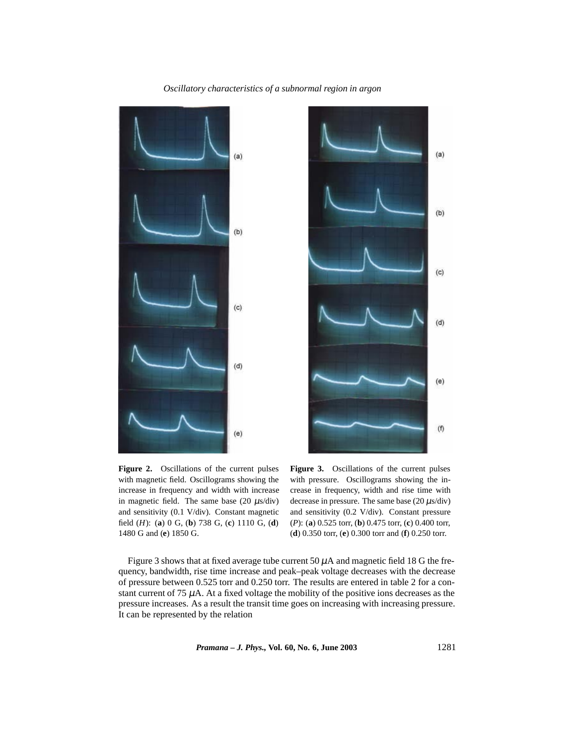**Figure 2.** Oscillations of the current pulses with magnetic field. Oscillograms showing the increase in frequency and width with increase in magnetic field. The same base (20 $\mu$s/div) and sensitivity (0.1 V/div). Constant magnetic field ($H$): (**a**) 0 G, (**b**) 738 G, (**c**) 1110 G, (**d**) 1480 G and (**e**) 1850 G.

**Figure 3.** Oscillations of the current pulses with pressure. Oscillograms showing the increase in frequency, width and rise time with decrease in pressure. The same base (20 $\mu$s/div) and sensitivity (0.2 V/div). Constant pressure ($P$): (**a**) 0.525 torr, (**b**) 0.475 torr, (**c**) 0.400 torr, (**d**) 0.350 torr, (**e**) 0.300 torr and (**f**) 0.250 torr.

Figure 3 shows that at fixed average tube current 50 $\mu$A and magnetic field 18 G the frequency, bandwidth, rise time increase and peak–peak voltage decreases with the decrease of pressure between 0.525 torr and 0.250 torr. The results are entered in table 2 for a constant current of 75 $\mu$A. At a fixed voltage the mobility of the positive ions decreases as the pressure increases. As a result the transit time goes on increasing with increasing pressure. It can be represented by the relation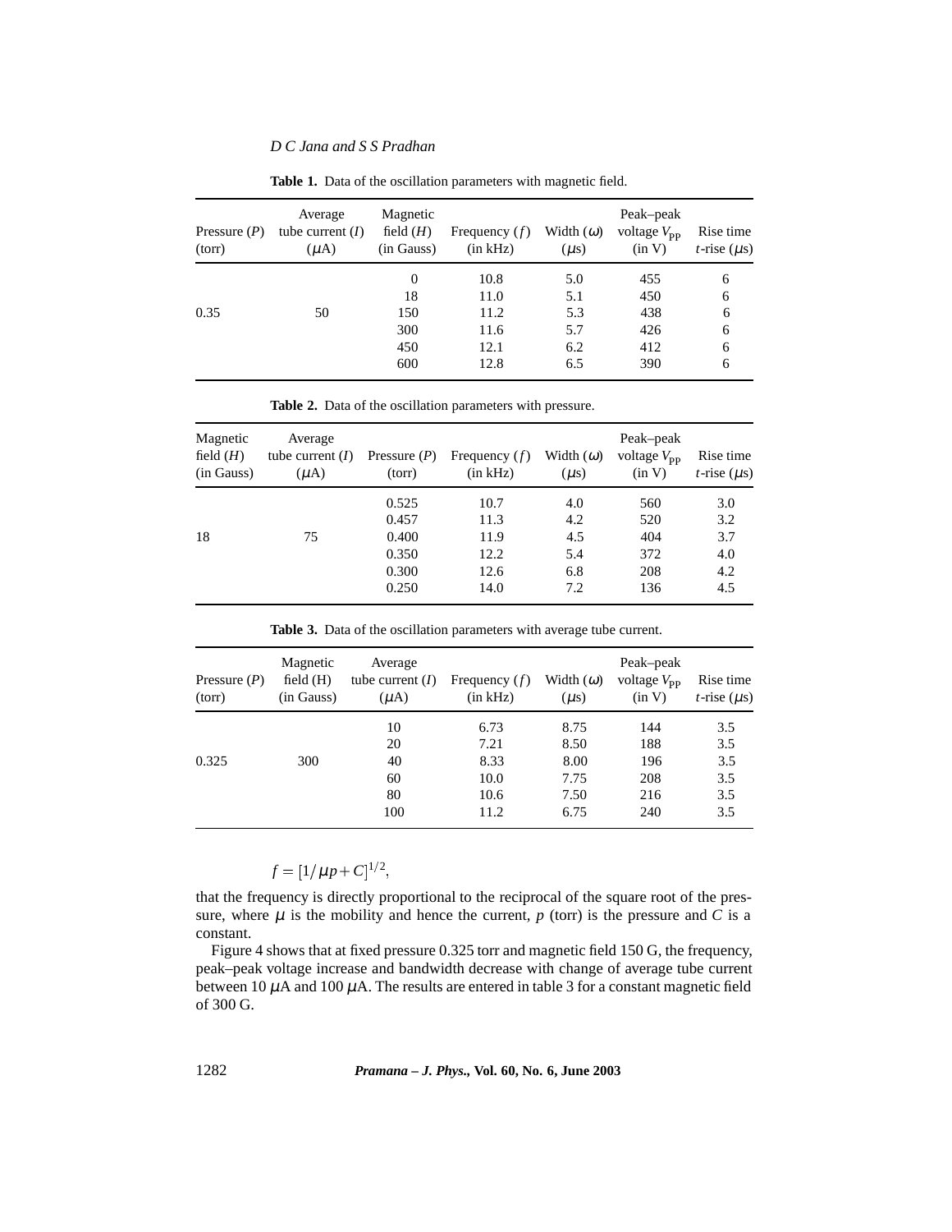**Table 1.** Data of the oscillation parameters with magnetic field.

| Pressure ($P$) (torr) | Average tube current ($I$) ($\mu$A) | Magnetic field ($H$) (in Gauss) | Frequency ($f$) (in kHz) | Width ($\omega$) ($\mu$s) | Peak–peak voltage $V_{PP}$ (in V) | Rise time $t$-rise ($\mu$s) |
|---|---|---|---|---|---|---|
| | | 0 | 10.8 | 5.0 | 455 | 6 |
| | | 18 | 11.0 | 5.1 | 450 | 6 |
| 0.35 | 50 | 150 | 11.2 | 5.3 | 438 | 6 |
| | | 300 | 11.6 | 5.7 | 426 | 6 |
| | | 450 | 12.1 | 6.2 | 412 | 6 |
| | | 600 | 12.8 | 6.5 | 390 | 6 |

**Table 2.** Data of the oscillation parameters with pressure.

| Magnetic field ($H$) (in Gauss) | Average tube current ($I$) ($\mu$A) | Pressure ($P$) (torr) | Frequency ($f$) (in kHz) | Width ($\omega$) ($\mu$s) | Peak–peak voltage $V_{PP}$ (in V) | Rise time $t$-rise ($\mu$s) |
|---|---|---|---|---|---|---|
| | | 0.525 | 10.7 | 4.0 | 560 | 3.0 |
| | | 0.457 | 11.3 | 4.2 | 520 | 3.2 |
| 18 | 75 | 0.400 | 11.9 | 4.5 | 404 | 3.7 |
| | | 0.350 | 12.2 | 5.4 | 372 | 4.0 |
| | | 0.300 | 12.6 | 6.8 | 208 | 4.2 |
| | | 0.250 | 14.0 | 7.2 | 136 | 4.5 |

**Table 3.** Data of the oscillation parameters with average tube current.

| Pressure ($P$) (torr) | Magnetic field (H) (in Gauss) | Average tube current ($I$) ($\mu$A) | Frequency ($f$) (in kHz) | Width ($\omega$) ($\mu$s) | Peak–peak voltage $V_{PP}$ (in V) | Rise time $t$-rise ($\mu$s) |
|---|---|---|---|---|---|---|
| | | 10 | 6.73 | 8.75 | 144 | 3.5 |
| | | 20 | 7.21 | 8.50 | 188 | 3.5 |
| 0.325 | 300 | 40 | 8.33 | 8.00 | 196 | 3.5 |
| | | 60 | 10.0 | 7.75 | 208 | 3.5 |
| | | 80 | 10.6 | 7.50 | 216 | 3.5 |
| | | 100 | 11.2 | 6.75 | 240 | 3.5 |

$$f = [1/\mu p + C]^{1/2},$$

that the frequency is directly proportional to the reciprocal of the square root of the pressure, where $\mu$ is the mobility and hence the current, $p$ (torr) is the pressure and $C$ is a constant.

Figure 4 shows that at fixed pressure 0.325 torr and magnetic field 150 G, the frequency, peak–peak voltage increase and bandwidth decrease with change of average tube current between 10 $\mu$A and 100 $\mu$A. The results are entered in table 3 for a constant magnetic field of 300 G.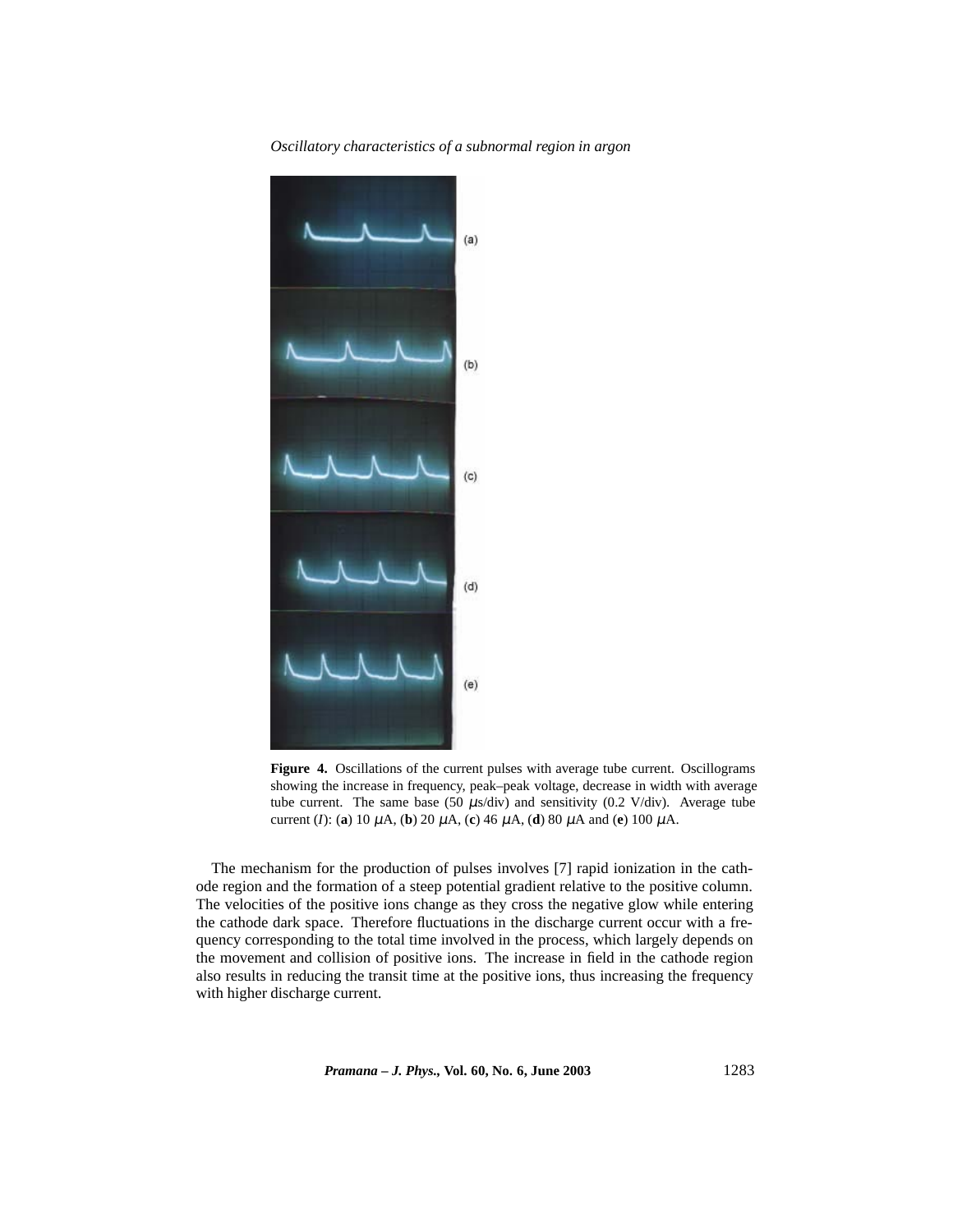**Figure 4.** Oscillations of the current pulses with average tube current. Oscillograms showing the increase in frequency, peak–peak voltage, decrease in width with average tube current. The same base (50 $\mu$s/div) and sensitivity (0.2 V/div). Average tube current ($I$): (**a**) 10 $\mu$A, (**b**) 20 $\mu$A, (**c**) 46 $\mu$A, (**d**) 80 $\mu$A and (**e**) 100 $\mu$A.

The mechanism for the production of pulses involves [7] rapid ionization in the cathode region and the formation of a steep potential gradient relative to the positive column. The velocities of the positive ions change as they cross the negative glow while entering the cathode dark space. Therefore fluctuations in the discharge current occur with a frequency corresponding to the total time involved in the process, which largely depends on the movement and collision of positive ions. The increase in field in the cathode region also results in reducing the transit time at the positive ions, thus increasing the frequency with higher discharge current.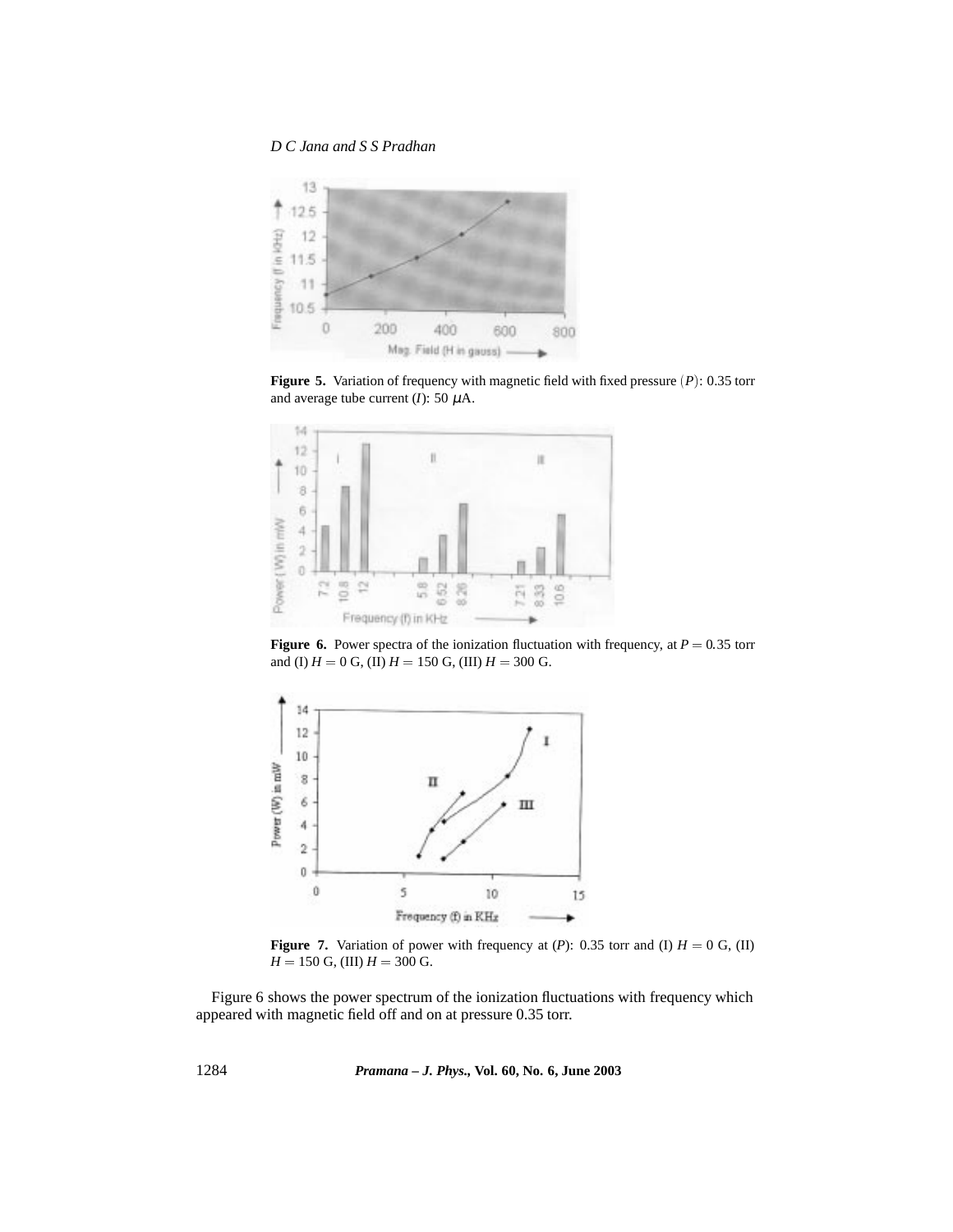**Figure 5.** Variation of frequency with magnetic field with fixed pressure $(P)$: 0.35 torr and average tube current $(I)$: 50 $\mu$A.

**Figure 6.** Power spectra of the ionization fluctuation with frequency, at $P = 0.35$ torr and (I) $H = 0$ G, (II) $H = 150$ G, (III) $H = 300$ G.

**Figure 7.** Variation of power with frequency at $(P)$: 0.35 torr and (I) $H = 0$ G, (II) $H = 150$ G, (III) $H = 300$ G.

Figure 6 shows the power spectrum of the ionization fluctuations with frequency which appeared with magnetic field off and on at pressure 0.35 torr.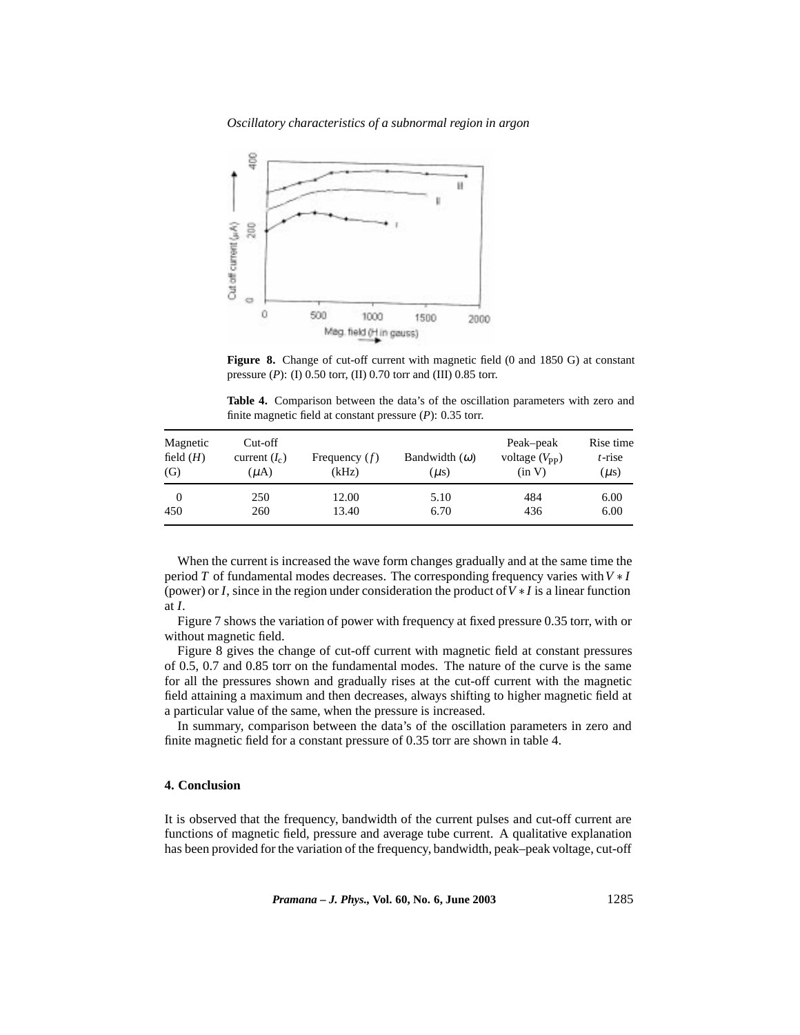**Figure 8.** Change of cut-off current with magnetic field (0 and 1850 G) at constant pressure ($P$): (I) 0.50 torr, (II) 0.70 torr and (III) 0.85 torr.

**Table 4.** Comparison between the data's of the oscillation parameters with zero and finite magnetic field at constant pressure ($P$): 0.35 torr.

| Magnetic field ($H$) (G) | Cut-off current ($I_c$) ($\mu$A) | Frequency ($f$) (kHz) | Bandwidth ($\omega$) ($\mu$s) | Peak–peak voltage ($V_{PP}$) (in V) | Rise time $t$-rise ($\mu$s) |
|---|---|---|---|---|---|
| 0 | 250 | 12.00 | 5.10 | 484 | 6.00 |
| 450 | 260 | 13.40 | 6.70 | 436 | 6.00 |

When the current is increased the wave form changes gradually and at the same time the period $T$ of fundamental modes decreases. The corresponding frequency varies with $V * I$ (power) or $I$, since in the region under consideration the product of $V * I$ is a linear function at $I$.

Figure 7 shows the variation of power with frequency at fixed pressure 0.35 torr, with or without magnetic field.

Figure 8 gives the change of cut-off current with magnetic field at constant pressures of 0.5, 0.7 and 0.85 torr on the fundamental modes. The nature of the curve is the same for all the pressures shown and gradually rises at the cut-off current with the magnetic field attaining a maximum and then decreases, always shifting to higher magnetic field at a particular value of the same, when the pressure is increased.

In summary, comparison between the data's of the oscillation parameters in zero and finite magnetic field for a constant pressure of 0.35 torr are shown in table 4.

## 4. Conclusion

It is observed that the frequency, bandwidth of the current pulses and cut-off current are functions of magnetic field, pressure and average tube current. A qualitative explanation has been provided for the variation of the frequency, bandwidth, peak–peak voltage, cut-off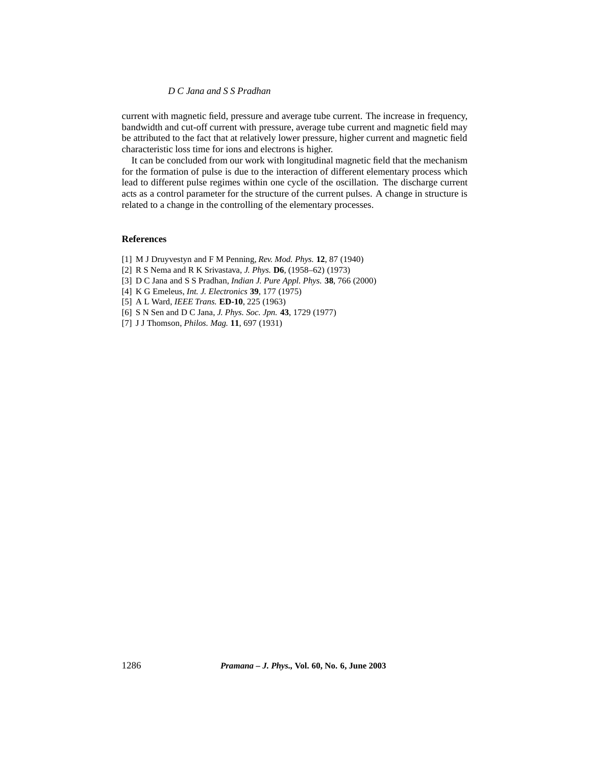current with magnetic field, pressure and average tube current. The increase in frequency, bandwidth and cut-off current with pressure, average tube current and magnetic field may be attributed to the fact that at relatively lower pressure, higher current and magnetic field characteristic loss time for ions and electrons is higher.

It can be concluded from our work with longitudinal magnetic field that the mechanism for the formation of pulse is due to the interaction of different elementary process which lead to different pulse regimes within one cycle of the oscillation. The discharge current acts as a control parameter for the structure of the current pulses. A change in structure is related to a change in the controlling of the elementary processes.

## References

[1] M J Druyvestyn and F M Penning, *Rev. Mod. Phys.* **12**, 87 (1940)
[2] R S Nema and R K Srivastava, *J. Phys.* **D6**, (1958–62) (1973)
[3] D C Jana and S S Pradhan, *Indian J. Pure Appl. Phys.* **38**, 766 (2000)
[4] K G Emeleus, *Int. J. Electronics* **39**, 177 (1975)
[5] A L Ward, *IEEE Trans.* **ED-10**, 225 (1963)
[6] S N Sen and D C Jana, *J. Phys. Soc. Jpn.* **43**, 1729 (1977)
[7] J J Thomson, *Philos. Mag.* **11**, 697 (1931)